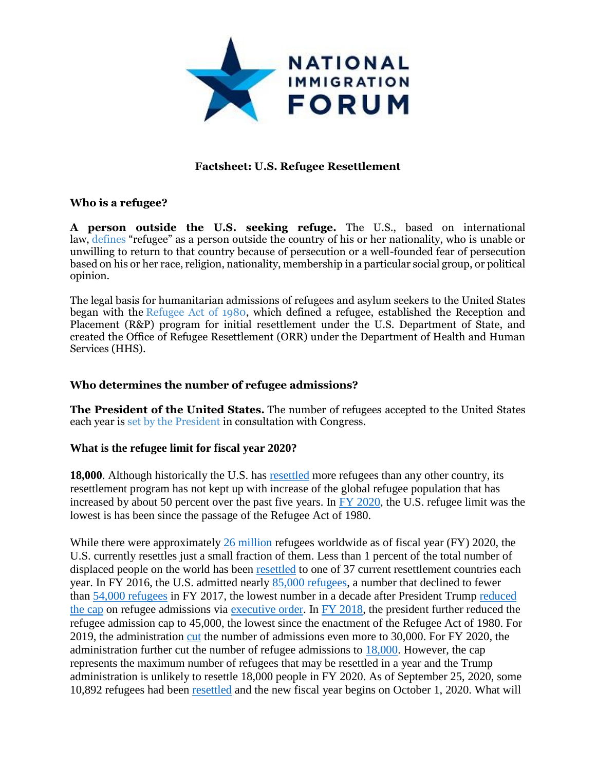NATIONAL IMMIGRATION FORUM

# Factsheet: U.S. Refugee Resettlement

## Who is a refugee?

**A person outside the U.S. seeking refuge.** The U.S., based on international law, defines "refugee" as a person outside the country of his or her nationality, who is unable or unwilling to return to that country because of persecution or a well-founded fear of persecution based on his or her race, religion, nationality, membership in a particular social group, or political opinion.

The legal basis for humanitarian admissions of refugees and asylum seekers to the United States began with the Refugee Act of 1980, which defined a refugee, established the Reception and Placement (R&P) program for initial resettlement under the U.S. Department of State, and created the Office of Refugee Resettlement (ORR) under the Department of Health and Human Services (HHS).

## Who determines the number of refugee admissions?

**The President of the United States.** The number of refugees accepted to the United States each year is set by the President in consultation with Congress.

## What is the refugee limit for fiscal year 2020?

**18,000**. Although historically the U.S. has resettled more refugees than any other country, its resettlement program has not kept up with increase of the global refugee population that has increased by about 50 percent over the past five years. In FY 2020, the U.S. refugee limit was the lowest is has been since the passage of the Refugee Act of 1980.

While there were approximately 26 million refugees worldwide as of fiscal year (FY) 2020, the U.S. currently resettles just a small fraction of them. Less than 1 percent of the total number of displaced people on the world has been resettled to one of 37 current resettlement countries each year. In FY 2016, the U.S. admitted nearly 85,000 refugees, a number that declined to fewer than 54,000 refugees in FY 2017, the lowest number in a decade after President Trump reduced the cap on refugee admissions via executive order. In FY 2018, the president further reduced the refugee admission cap to 45,000, the lowest since the enactment of the Refugee Act of 1980. For 2019, the administration cut the number of admissions even more to 30,000. For FY 2020, the administration further cut the number of refugee admissions to 18,000. However, the cap represents the maximum number of refugees that may be resettled in a year and the Trump administration is unlikely to resettle 18,000 people in FY 2020. As of September 25, 2020, some 10,892 refugees had been resettled and the new fiscal year begins on October 1, 2020. What will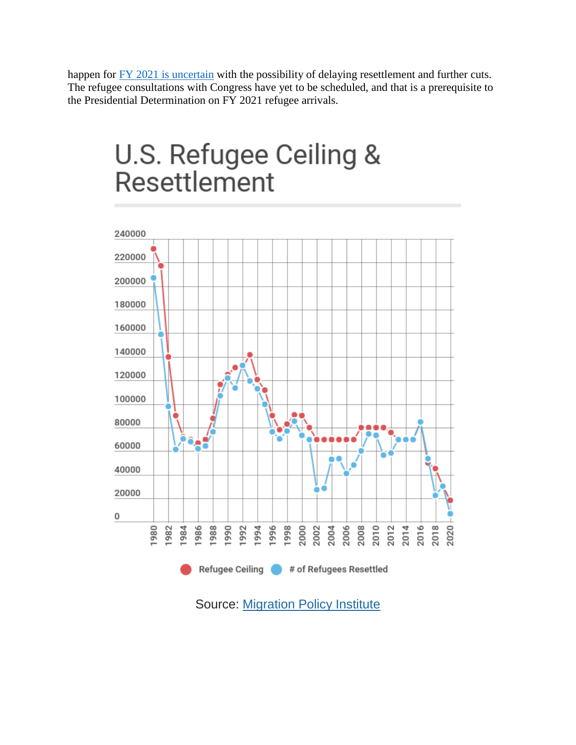happen for [FY 2021 is uncertain]() with the possibility of delaying resettlement and further cuts. The refugee consultations with Congress have yet to be scheduled, and that is a prerequisite to the Presidential Determination on FY 2021 refugee arrivals.

U.S. Refugee Ceiling & Resettlement

Source: [Migration Policy Institute]()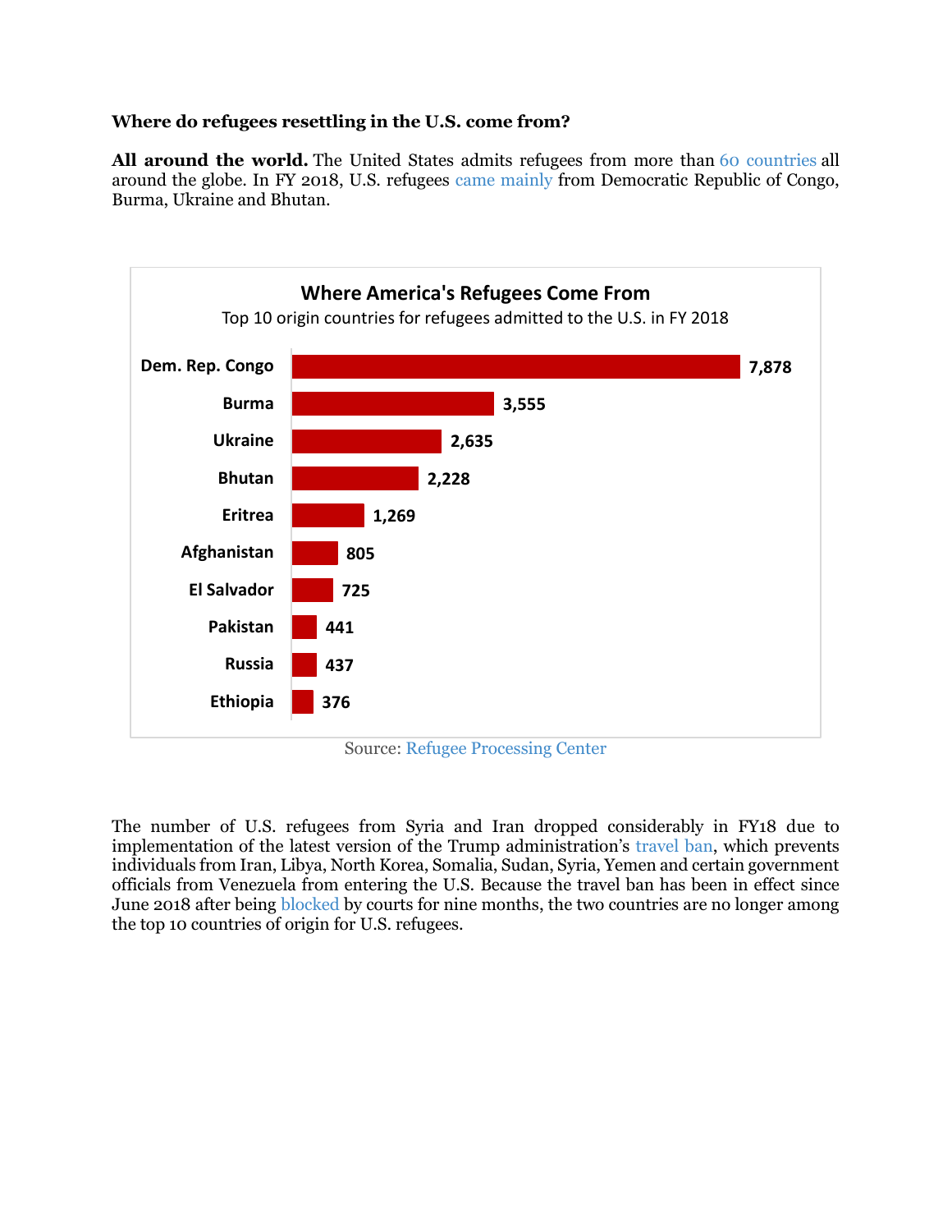**Where do refugees resettling in the U.S. come from?**

**All around the world.** The United States admits refugees from more than 60 countries all around the globe. In FY 2018, U.S. refugees came mainly from Democratic Republic of Congo, Burma, Ukraine and Bhutan.

**Where America's Refugees Come From**

Top 10 origin countries for refugees admitted to the U.S. in FY 2018

| Country | Refugees |
| --- | --- |
| Dem. Rep. Congo | 7,878 |
| Burma | 3,555 |
| Ukraine | 2,635 |
| Bhutan | 2,228 |
| Eritrea | 1,269 |
| Afghanistan | 805 |
| El Salvador | 725 |
| Pakistan | 441 |
| Russia | 437 |
| Ethiopia | 376 |

Source: Refugee Processing Center

The number of U.S. refugees from Syria and Iran dropped considerably in FY18 due to implementation of the latest version of the Trump administration's travel ban, which prevents individuals from Iran, Libya, North Korea, Somalia, Sudan, Syria, Yemen and certain government officials from Venezuela from entering the U.S. Because the travel ban has been in effect since June 2018 after being blocked by courts for nine months, the two countries are no longer among the top 10 countries of origin for U.S. refugees.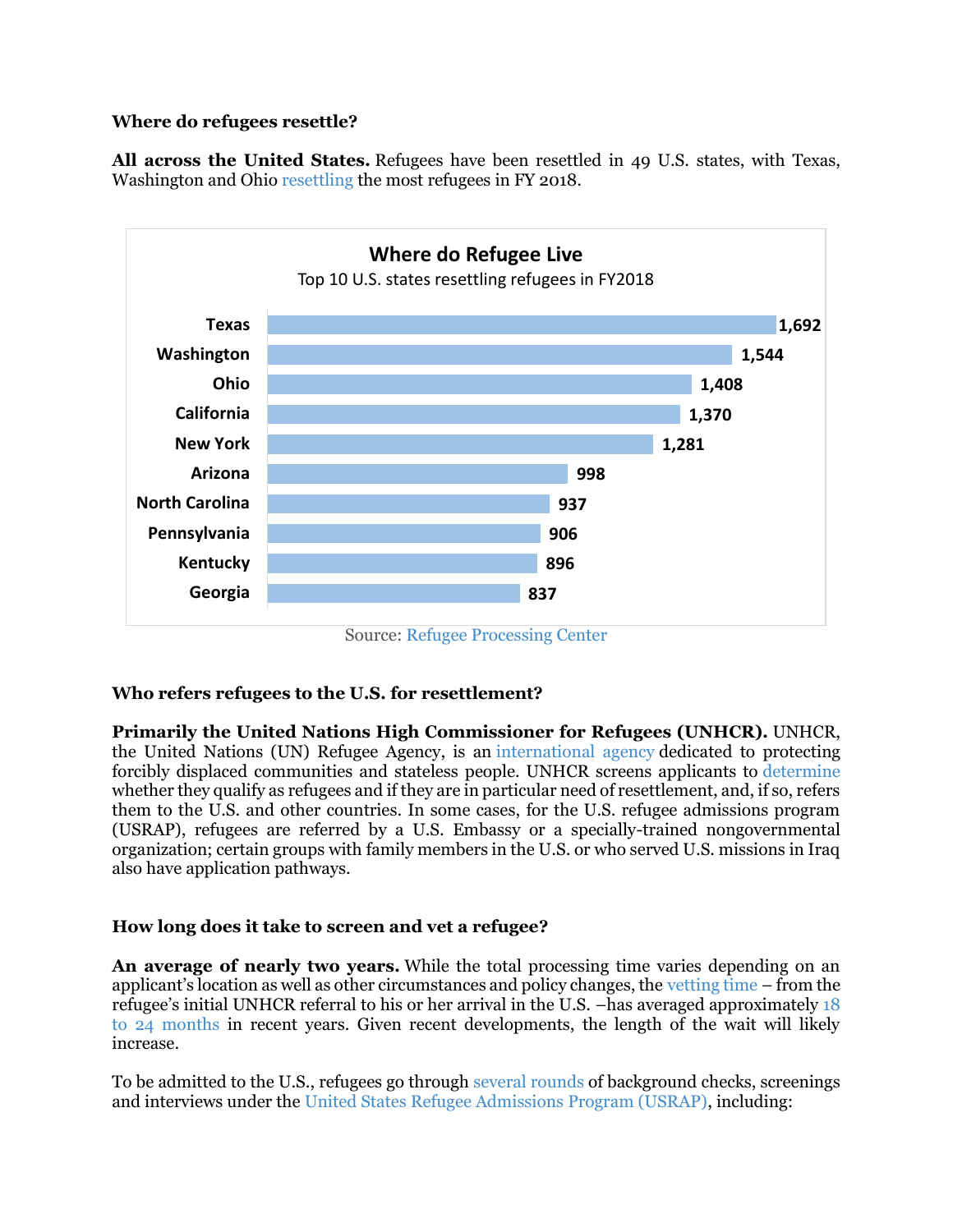**Where do refugees resettle?**

**All across the United States.** Refugees have been resettled in 49 U.S. states, with Texas, Washington and Ohio resettling the most refugees in FY 2018.

**Where do Refugee Live**

Top 10 U.S. states resettling refugees in FY2018

| State | Refugees |
|---|---|
| Texas | 1,692 |
| Washington | 1,544 |
| Ohio | 1,408 |
| California | 1,370 |
| New York | 1,281 |
| Arizona | 998 |
| North Carolina | 937 |
| Pennsylvania | 906 |
| Kentucky | 896 |
| Georgia | 837 |

Source: Refugee Processing Center

**Who refers refugees to the U.S. for resettlement?**

**Primarily the United Nations High Commissioner for Refugees (UNHCR).** UNHCR, the United Nations (UN) Refugee Agency, is an international agency dedicated to protecting forcibly displaced communities and stateless people. UNHCR screens applicants to determine whether they qualify as refugees and if they are in particular need of resettlement, and, if so, refers them to the U.S. and other countries. In some cases, for the U.S. refugee admissions program (USRAP), refugees are referred by a U.S. Embassy or a specially-trained nongovernmental organization; certain groups with family members in the U.S. or who served U.S. missions in Iraq also have application pathways.

**How long does it take to screen and vet a refugee?**

**An average of nearly two years.** While the total processing time varies depending on an applicant's location as well as other circumstances and policy changes, the vetting time – from the refugee's initial UNHCR referral to his or her arrival in the U.S. –has averaged approximately 18 to 24 months in recent years. Given recent developments, the length of the wait will likely increase.

To be admitted to the U.S., refugees go through several rounds of background checks, screenings and interviews under the United States Refugee Admissions Program (USRAP), including: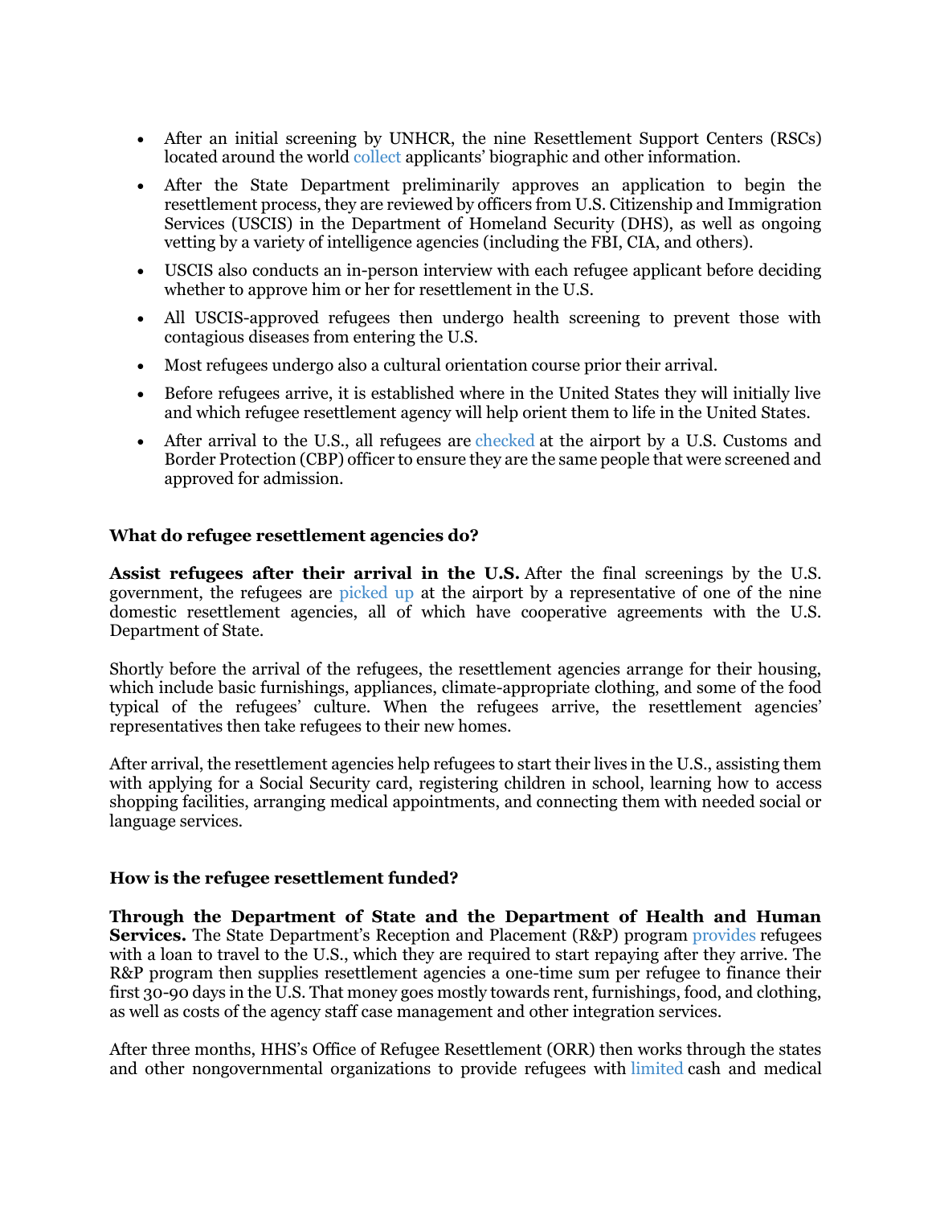- After an initial screening by UNHCR, the nine Resettlement Support Centers (RSCs) located around the world collect applicants' biographic and other information.
- After the State Department preliminarily approves an application to begin the resettlement process, they are reviewed by officers from U.S. Citizenship and Immigration Services (USCIS) in the Department of Homeland Security (DHS), as well as ongoing vetting by a variety of intelligence agencies (including the FBI, CIA, and others).
- USCIS also conducts an in-person interview with each refugee applicant before deciding whether to approve him or her for resettlement in the U.S.
- All USCIS-approved refugees then undergo health screening to prevent those with contagious diseases from entering the U.S.
- Most refugees undergo also a cultural orientation course prior their arrival.
- Before refugees arrive, it is established where in the United States they will initially live and which refugee resettlement agency will help orient them to life in the United States.
- After arrival to the U.S., all refugees are checked at the airport by a U.S. Customs and Border Protection (CBP) officer to ensure they are the same people that were screened and approved for admission.

### What do refugee resettlement agencies do?

**Assist refugees after their arrival in the U.S.** After the final screenings by the U.S. government, the refugees are picked up at the airport by a representative of one of the nine domestic resettlement agencies, all of which have cooperative agreements with the U.S. Department of State.

Shortly before the arrival of the refugees, the resettlement agencies arrange for their housing, which include basic furnishings, appliances, climate-appropriate clothing, and some of the food typical of the refugees' culture. When the refugees arrive, the resettlement agencies' representatives then take refugees to their new homes.

After arrival, the resettlement agencies help refugees to start their lives in the U.S., assisting them with applying for a Social Security card, registering children in school, learning how to access shopping facilities, arranging medical appointments, and connecting them with needed social or language services.

### How is the refugee resettlement funded?

**Through the Department of State and the Department of Health and Human Services.** The State Department's Reception and Placement (R&P) program provides refugees with a loan to travel to the U.S., which they are required to start repaying after they arrive. The R&P program then supplies resettlement agencies a one-time sum per refugee to finance their first 30-90 days in the U.S. That money goes mostly towards rent, furnishings, food, and clothing, as well as costs of the agency staff case management and other integration services.

After three months, HHS's Office of Refugee Resettlement (ORR) then works through the states and other nongovernmental organizations to provide refugees with limited cash and medical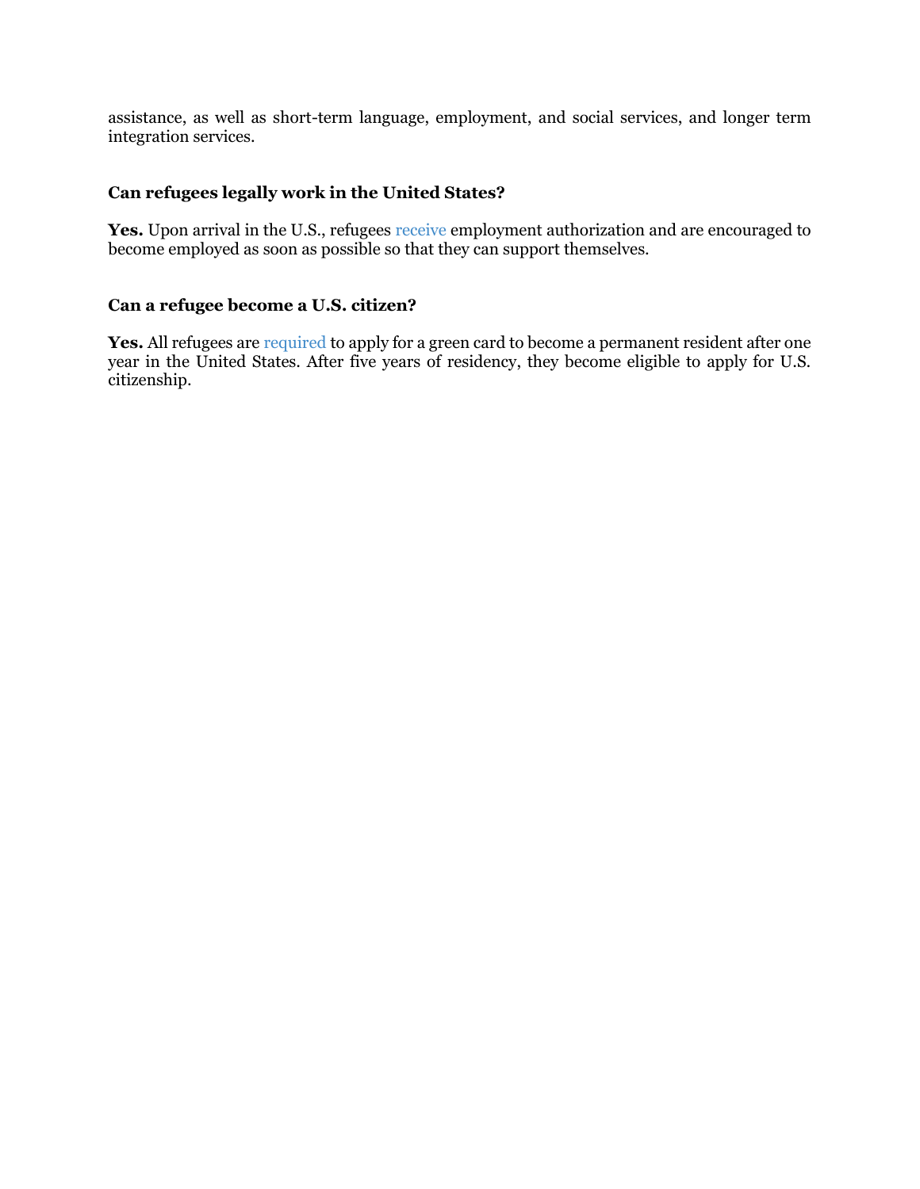assistance, as well as short-term language, employment, and social services, and longer term integration services.

### Can refugees legally work in the United States?

**Yes.** Upon arrival in the U.S., refugees receive employment authorization and are encouraged to become employed as soon as possible so that they can support themselves.

### Can a refugee become a U.S. citizen?

**Yes.** All refugees are required to apply for a green card to become a permanent resident after one year in the United States. After five years of residency, they become eligible to apply for U.S. citizenship.